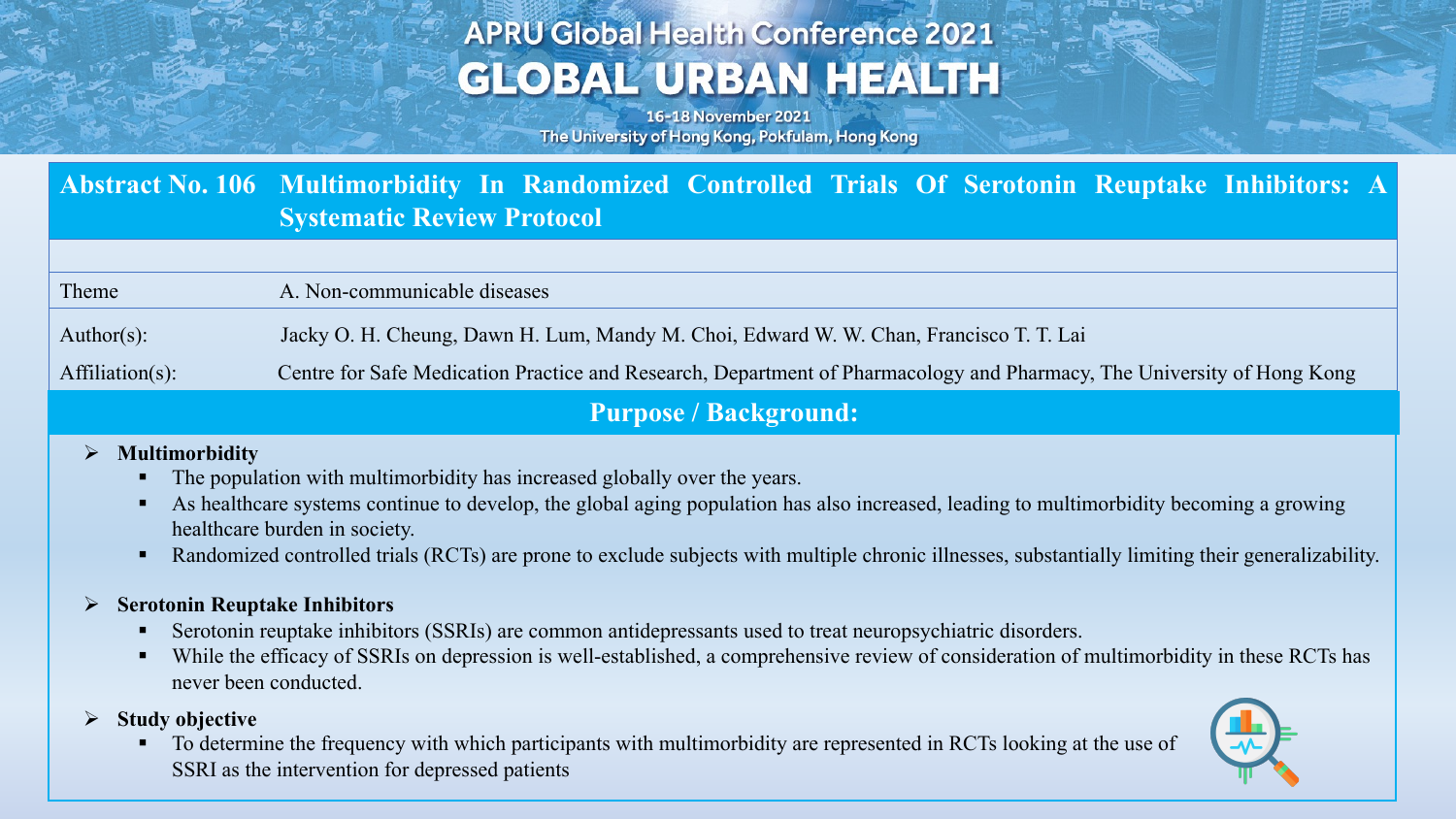# APRU Global Health Conference 2021

# GLOBAL URBAN HEALTH

16-18 November 2021

The University of Hong Kong, Pokfulam, Hong Kong

## Abstract No. 106 Multimorbidity In Randomized Controlled Trials Of Serotonin Reuptake Inhibitors: A Systematic Review Protocol

| | |
|---|---|
| Theme | A. Non-communicable diseases |
| Author(s): | Jacky O. H. Cheung, Dawn H. Lum, Mandy M. Choi, Edward W. W. Chan, Francisco T. T. Lai |
| Affiliation(s): | Centre for Safe Medication Practice and Research, Department of Pharmacology and Pharmacy, The University of Hong Kong |

## Purpose / Background:

- **Multimorbidity**
  - The population with multimorbidity has increased globally over the years.
  - As healthcare systems continue to develop, the global aging population has also increased, leading to multimorbidity becoming a growing healthcare burden in society.
  - Randomized controlled trials (RCTs) are prone to exclude subjects with multiple chronic illnesses, substantially limiting their generalizability.

- **Serotonin Reuptake Inhibitors**
  - Serotonin reuptake inhibitors (SSRIs) are common antidepressants used to treat neuropsychiatric disorders.
  - While the efficacy of SSRIs on depression is well-established, a comprehensive review of consideration of multimorbidity in these RCTs has never been conducted.

- **Study objective**
  - To determine the frequency with which participants with multimorbidity are represented in RCTs looking at the use of SSRI as the intervention for depressed patients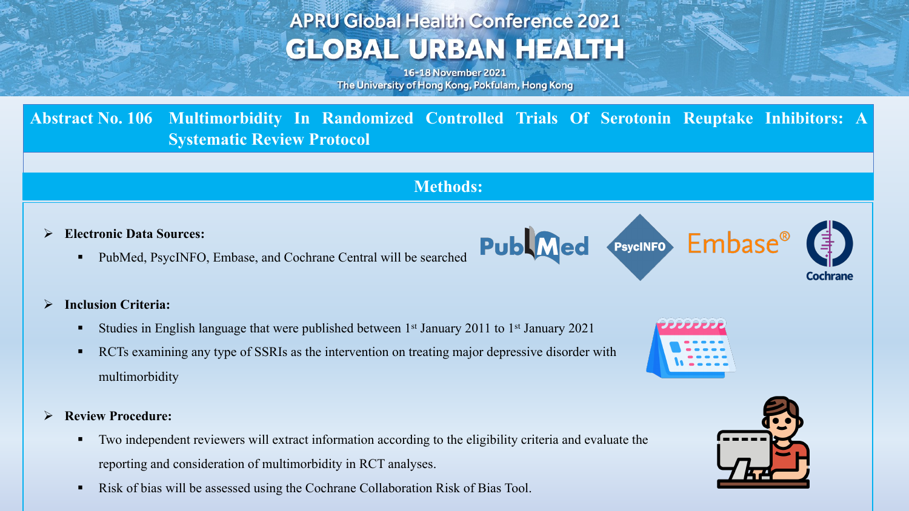## Abstract No. 106 Multimorbidity In Randomized Controlled Trials Of Serotonin Reuptake Inhibitors: A Systematic Review Protocol

### Methods:

- **Electronic Data Sources:**
  - PubMed, PsycINFO, Embase, and Cochrane Central will be searched

- **Inclusion Criteria:**
  - Studies in English language that were published between 1st January 2011 to 1st January 2021
  - RCTs examining any type of SSRIs as the intervention on treating major depressive disorder with multimorbidity

- **Review Procedure:**
  - Two independent reviewers will extract information according to the eligibility criteria and evaluate the reporting and consideration of multimorbidity in RCT analyses.
  - Risk of bias will be assessed using the Cochrane Collaboration Risk of Bias Tool.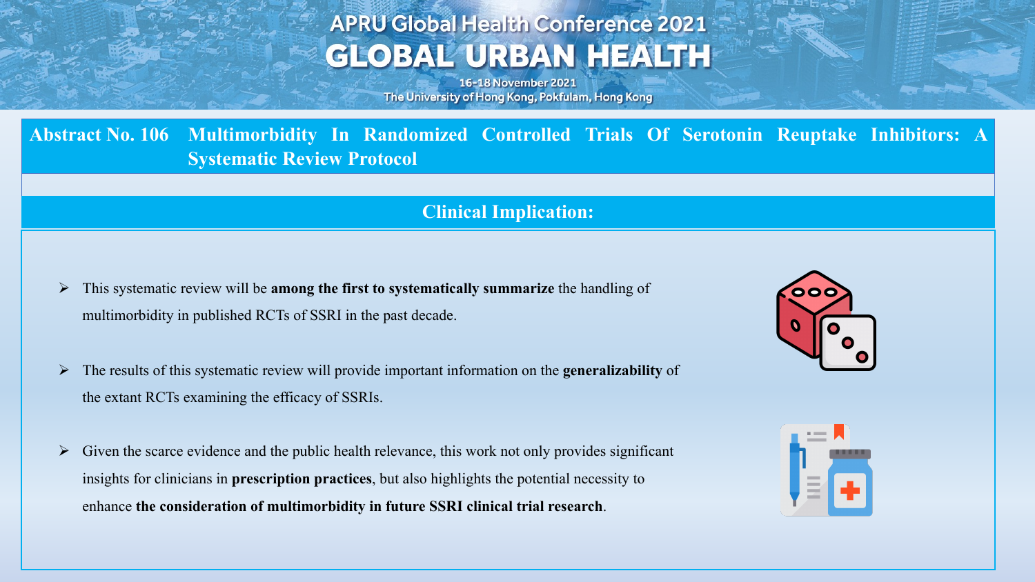## Abstract No. 106 Multimorbidity In Randomized Controlled Trials Of Serotonin Reuptake Inhibitors: A Systematic Review Protocol

### Clinical Implication:

- This systematic review will be **among the first to systematically summarize** the handling of multimorbidity in published RCTs of SSRI in the past decade.
- The results of this systematic review will provide important information on the **generalizability** of the extant RCTs examining the efficacy of SSRIs.
- Given the scarce evidence and the public health relevance, this work not only provides significant insights for clinicians in **prescription practices**, but also highlights the potential necessity to enhance **the consideration of multimorbidity in future SSRI clinical trial research**.